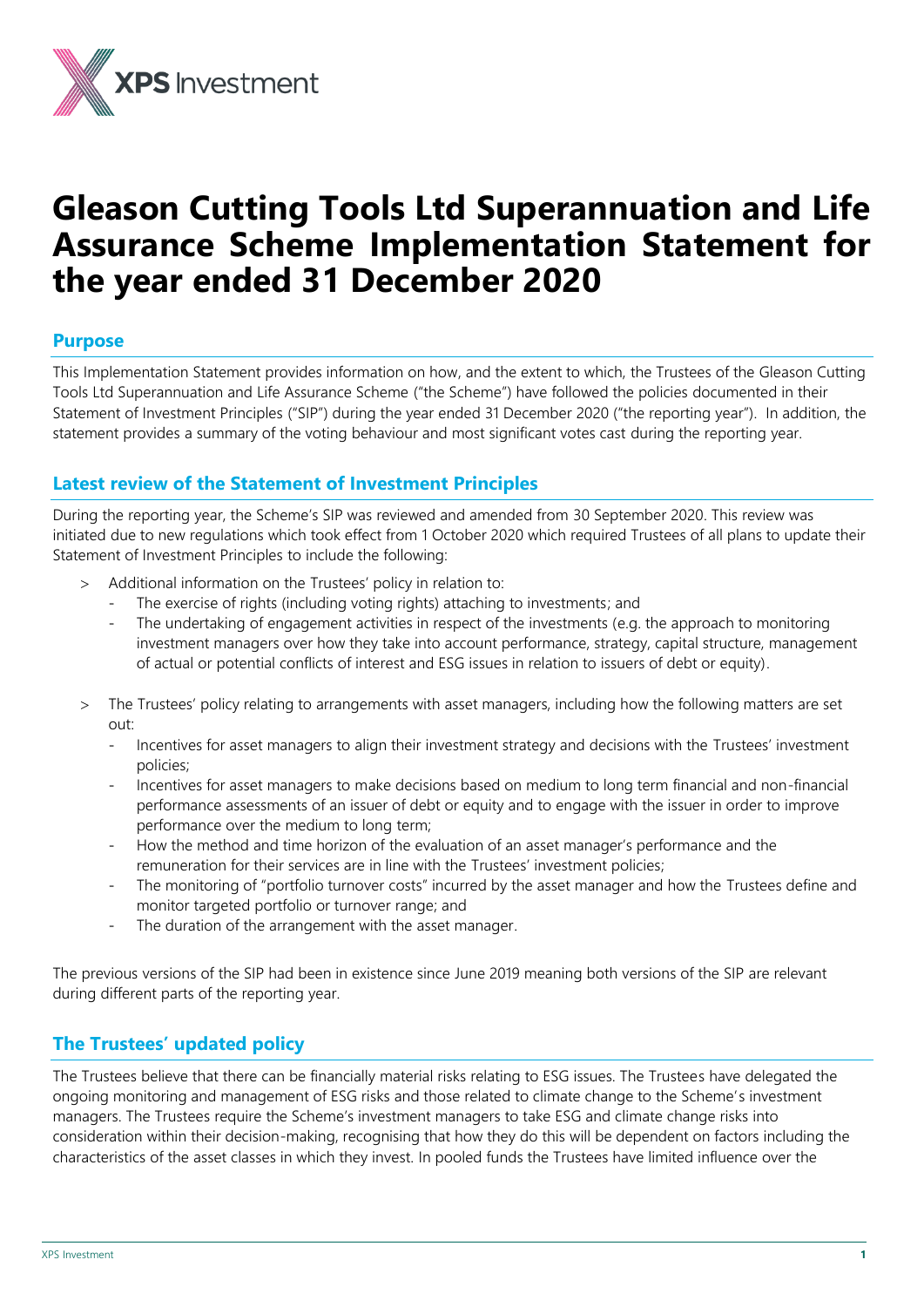# Gleason Cutting Tools Ltd Superannuation and Life Assurance Scheme Implementation Statement for the year ended 31 December 2020

## Purpose

This Implementation Statement provides information on how, and the extent to which, the Trustees of the Gleason Cutting Tools Superannuation and Life Assurance Scheme ("the Scheme") have followed the policies documented in their Statement of Investment Principles ("SIP") during the year ended 31 December 2020 ("the reporting year"). In addition, the statement provides a summary of the voting behaviour and most significant votes cast during the reporting year.

## Latest review of the Statement of Investment Principles

During the reporting year, the Scheme's SIP was reviewed and amended from 30 September 2020. This review was initiated due to new regulations which took effect from 1 October 2020 which required Trustees of all plans to update their Statement of Investment Principles to include the following:

- Additional information on the Trustees' policy in relation to:
  - The exercise of rights (including voting rights) attaching to investments; and
  - The undertaking of engagement activities in respect of the investments (e.g. the approach to monitoring investment managers over how they take into account performance, strategy, capital structure, management of actual or potential conflicts of interest and ESG issues in relation to issuers of debt or equity).

- The Trustees' policy relating to arrangements with asset managers, including how the following matters are set out:
  - Incentives for asset managers to align their investment strategy and decisions with the Trustees' investment policies;
  - Incentives for asset managers to make decisions based on medium to long term financial and non-financial performance assessments of an issuer of debt or equity and to engage with the issuer in order to improve performance over the medium to long term;
  - How the method and time horizon of the evaluation of an asset manager's performance and the remuneration for their services are in line with the Trustees' investment policies;
  - The monitoring of "portfolio turnover costs" incurred by the asset manager and how the Trustees define and monitor targeted portfolio or turnover range; and
  - The duration of the arrangement with the asset manager.

The previous versions of the SIP had been in existence since June 2019 meaning both versions of the SIP are relevant during different parts of the reporting year.

## The Trustees' updated policy

The Trustees believe that there can be financially material risks relating to ESG issues. The Trustees have delegated the ongoing monitoring and management of ESG risks and those related to climate change to the Scheme's investment managers. The Trustees require the Scheme's investment managers to take ESG and climate change risks into consideration within their decision-making, recognising that how they do this will be dependent on factors including the characteristics of the asset classes in which they invest. In pooled funds the Trustees have limited influence over the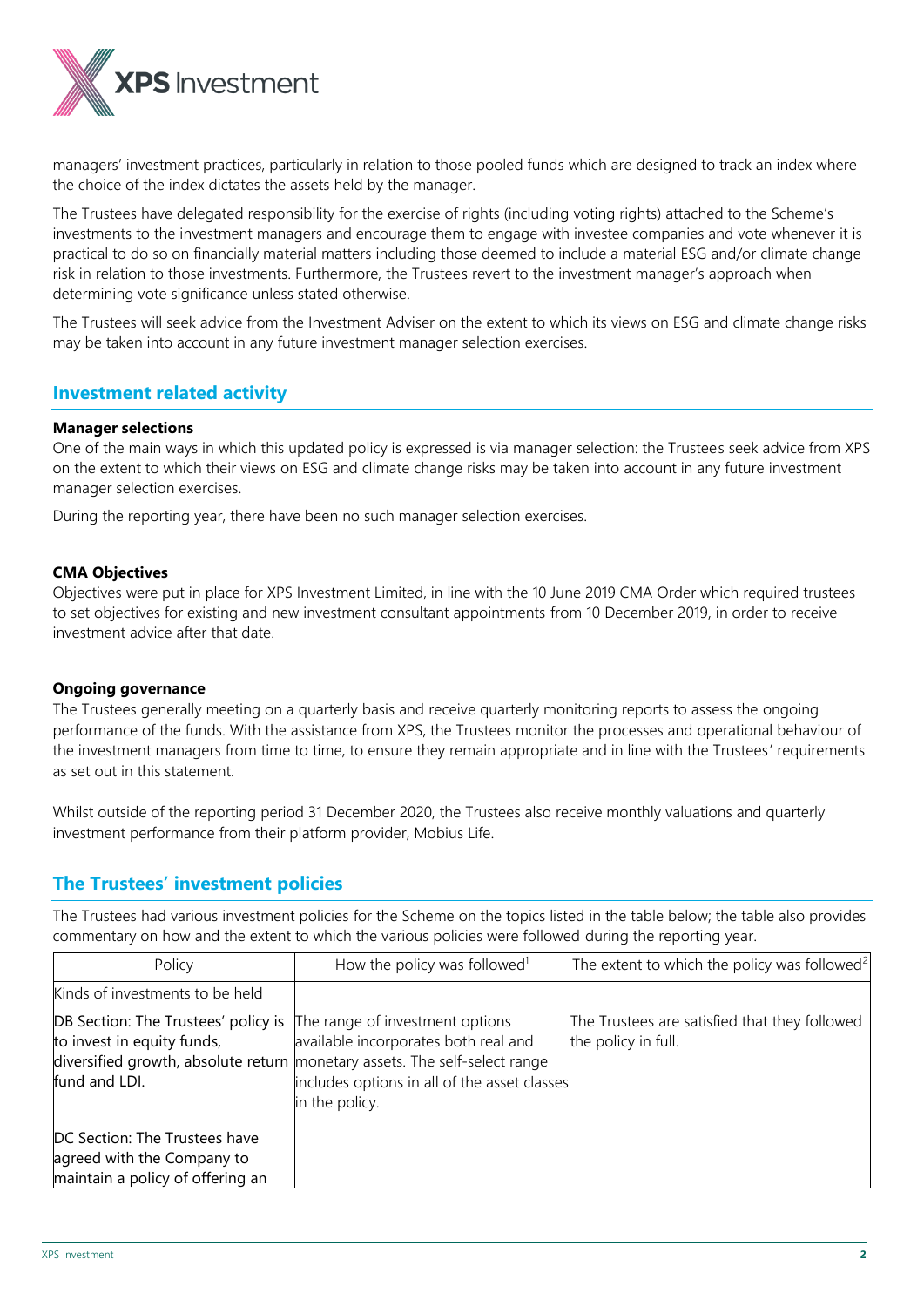managers' investment practices, particularly in relation to those pooled funds which are designed to track an index where the choice of the index dictates the assets held by the manager.

The Trustees have delegated responsibility for the exercise of rights (including voting rights) attached to the Scheme's investments to the investment managers and encourage them to engage with investee companies and vote whenever it is practical to do so on financially material matters including those deemed to include a material ESG and/or climate change risk in relation to those investments. Furthermore, the Trustees revert to the investment manager's approach when determining vote significance unless stated otherwise.

The Trustees will seek advice from the Investment Adviser on the extent to which its views on ESG and climate change risks may be taken into account in any future investment manager selection exercises.

## Investment related activity

**Manager selections**

One of the main ways in which this updated policy is expressed is via manager selection: the Trustees seek advice from XPS on the extent to which their views on ESG and climate change risks may be taken into account in any future investment manager selection exercises.

During the reporting year, there have been no such manager selection exercises.

**CMA Objectives**

Objectives were put in place for XPS Investment Limited, in line with the 10 June 2019 CMA Order which required trustees to set objectives for existing and new investment consultant appointments from 10 December 2019, in order to receive investment advice after that date.

**Ongoing governance**

The Trustees generally meeting on a quarterly basis and receive quarterly monitoring reports to assess the ongoing performance of the funds. With the assistance from XPS, the Trustees monitor the processes and operational behaviour of the investment managers from time to time, to ensure they remain appropriate and in line with the Trustees' requirements as set out in this statement.

Whilst outside of the reporting period 31 December 2020, the Trustees also receive monthly valuations and quarterly investment performance from their platform provider, Mobius Life.

## The Trustees' investment policies

The Trustees had various investment policies for the Scheme on the topics listed in the table below; the table also provides commentary on how and the extent to which the various policies were followed during the reporting year.

| Policy | How the policy was followed[1] | The extent to which the policy was followed[2] |
|---|---|---|
| Kinds of investments to be held<br><br>DB Section: The Trustees' policy is to invest in equity funds, diversified growth, absolute return fund and LDI.<br><br>DC Section: The Trustees have agreed with the Company to maintain a policy of offering an | The range of investment options available incorporates both real and monetary assets. The self-select range includes options in all of the asset classes in the policy. | The Trustees are satisfied that they followed the policy in full. |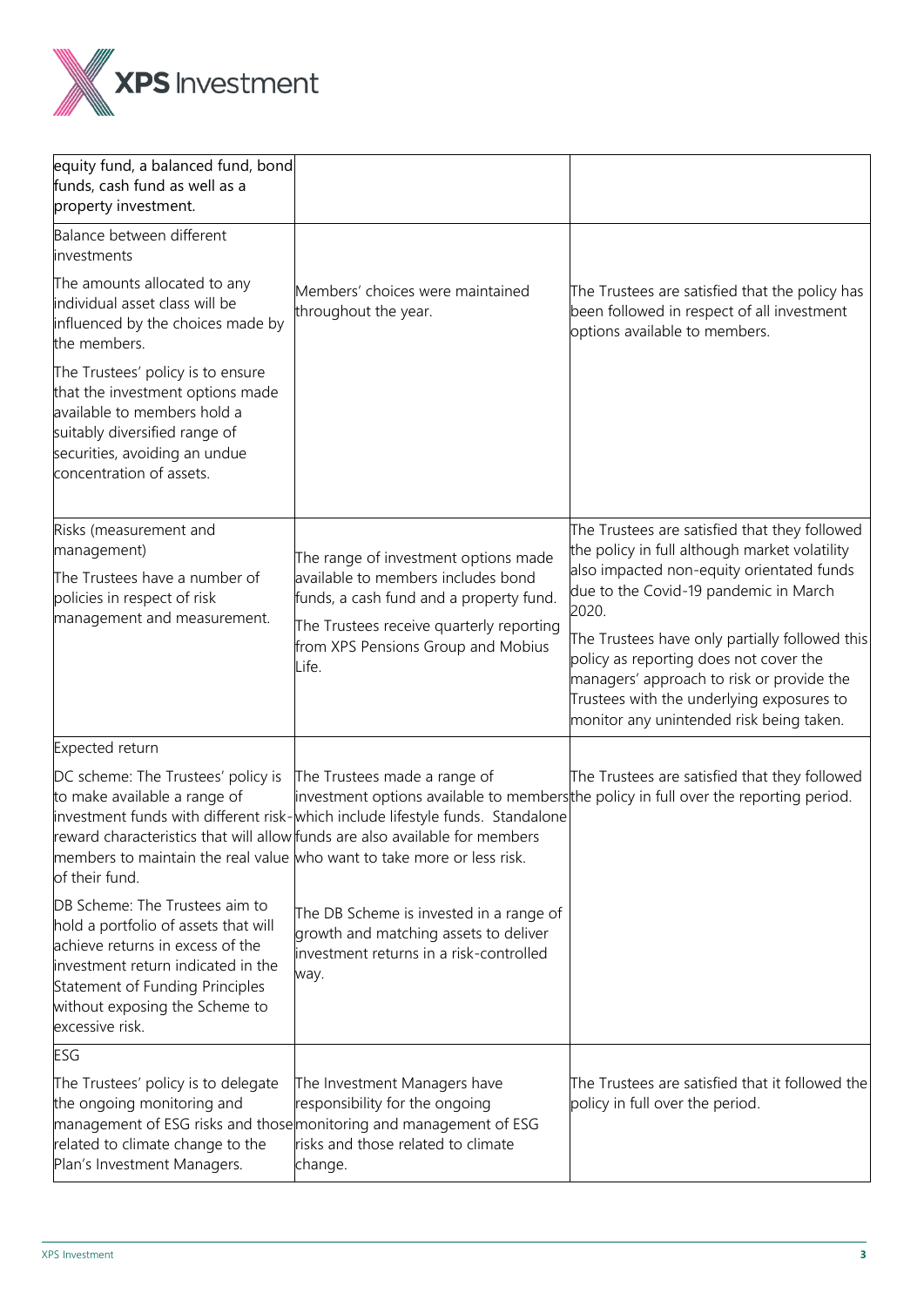| | | |
|---|---|---|
| equity fund, a balanced fund, bond funds, cash fund as well as a property investment. | | |
| Balance between different investments<br><br>The amounts allocated to any individual asset class will be influenced by the choices made by the members.<br><br>The Trustees' policy is to ensure that the investment options made available to members hold a suitably diversified range of securities, avoiding an undue concentration of assets. | Members' choices were maintained throughout the year. | The Trustees are satisfied that the policy has been followed in respect of all investment options available to members. |
| Risks (measurement and management)<br><br>The Trustees have a number of policies in respect of risk management and measurement. | The range of investment options made available to members includes bond funds, a cash fund and a property fund.<br><br>The Trustees receive quarterly reporting from XPS Pensions Group and Mobius Life. | The Trustees are satisfied that they followed the policy in full although market volatility also impacted non-equity orientated funds due to the Covid-19 pandemic in March 2020.<br><br>The Trustees have only partially followed this policy as reporting does not cover the managers' approach to risk or provide the Trustees with the underlying exposures to monitor any unintended risk being taken. |
| Expected return<br><br>DC scheme: The Trustees' policy is to make available a range of investment funds with different risk-reward characteristics that will allow members to maintain the real value of their fund.<br><br>DB Scheme: The Trustees aim to hold a portfolio of assets that will achieve returns in excess of the investment return indicated in the Statement of Funding Principles without exposing the Scheme to excessive risk. | The Trustees made a range of investment options available to members which include lifestyle funds. Standalone funds are also available for members who want to take more or less risk.<br><br>The DB Scheme is invested in a range of growth and matching assets to deliver investment returns in a risk-controlled way. | The Trustees are satisfied that they followed the policy in full over the reporting period. |
| ESG<br><br>The Trustees' policy is to delegate the ongoing monitoring and management of ESG risks and those related to climate change to the Plan's Investment Managers. | The Investment Managers have responsibility for the ongoing monitoring and management of ESG risks and those related to climate change. | The Trustees are satisfied that it followed the policy in full over the period. |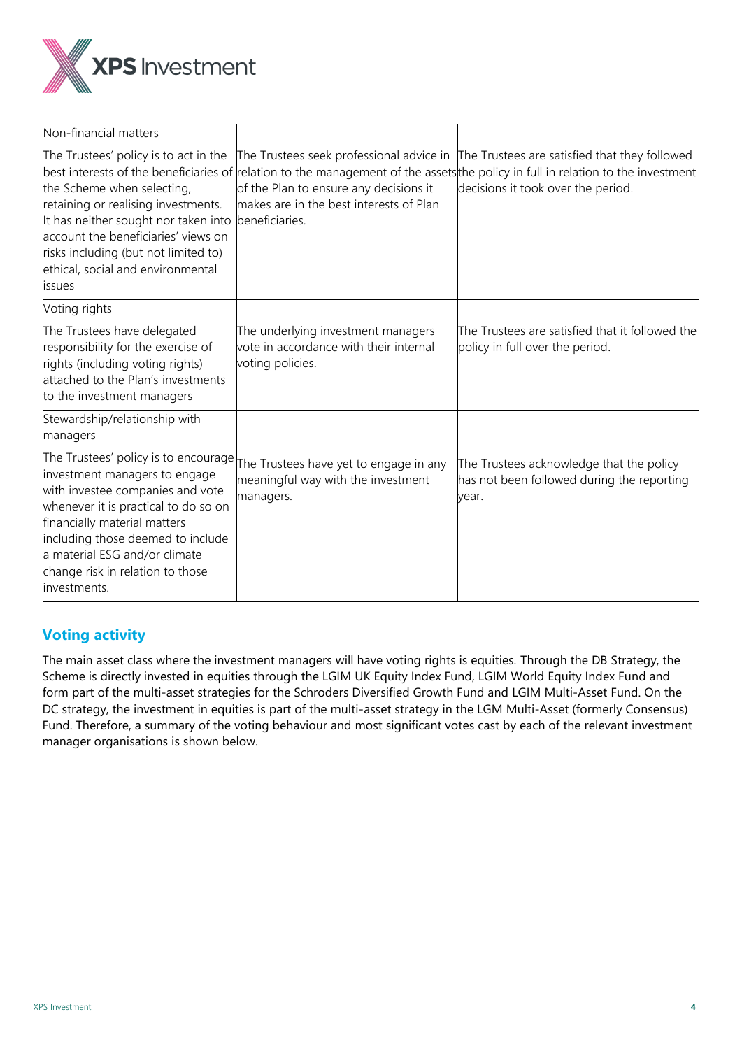| Non-financial matters | | |
|---|---|---|
| The Trustees' policy is to act in the best interests of the beneficiaries of the Scheme when selecting, retaining or realising investments. It has neither sought nor taken into account the beneficiaries' views on risks including (but not limited to) ethical, social and environmental issues | The Trustees seek professional advice in relation to the management of the assets of the Plan to ensure any decisions it makes are in the best interests of Plan beneficiaries. | The Trustees are satisfied that they followed the policy in full in relation to the investment decisions it took over the period. |
| Voting rights | | |
| The Trustees have delegated responsibility for the exercise of rights (including voting rights) attached to the Plan's investments to the investment managers | The underlying investment managers vote in accordance with their internal voting policies. | The Trustees are satisfied that it followed the policy in full over the period. |
| Stewardship/relationship with managers | | |
| The Trustees' policy is to encourage investment managers to engage with investee companies and vote whenever it is practical to do so on financially material matters including those deemed to include a material ESG and/or climate change risk in relation to those investments. | The Trustees have yet to engage in any meaningful way with the investment managers. | The Trustees acknowledge that the policy has not been followed during the reporting year. |

## Voting activity

The main asset class where the investment managers will have voting rights is equities. Through the DB Strategy, the Scheme is directly invested in equities through the LGIM UK Equity Index Fund, LGIM World Equity Index Fund and form part of the multi-asset strategies for the Schroders Diversified Growth Fund and LGIM Multi-Asset Fund. On the DC strategy, the investment in equities is part of the multi-asset strategy in the LGM Multi-Asset (formerly Consensus) Fund. Therefore, a summary of the voting behaviour and most significant votes cast by each of the relevant investment manager organisations is shown below.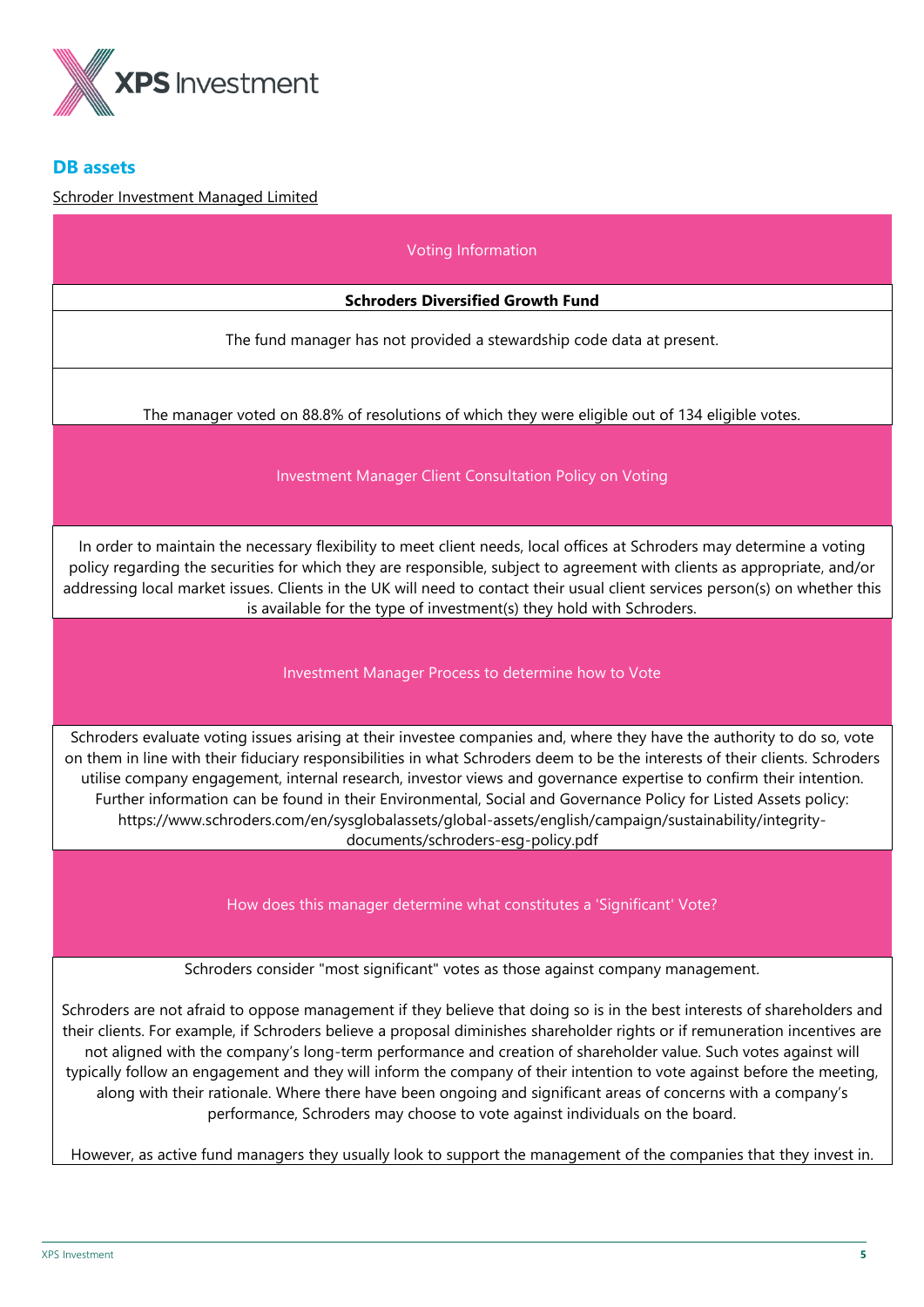## DB assets

Schroder Investment Managed Limited

| Voting Information |
|---|
| **Schroders Diversified Growth Fund** |
| The fund manager has not provided a stewardship code data at present. |
| The manager voted on 88.8% of resolutions of which they were eligible out of 134 eligible votes. |
| Investment Manager Client Consultation Policy on Voting |
| In order to maintain the necessary flexibility to meet client needs, local offices at Schroders may determine a voting policy regarding the securities for which they are responsible, subject to agreement with clients as appropriate, and/or addressing local market issues. Clients in the UK will need to contact their usual client services person(s) on whether this is available for the type of investment(s) they hold with Schroders. |
| Investment Manager Process to determine how to Vote |
| Schroders evaluate voting issues arising at their investee companies and, where they have the authority to do so, vote on them in line with their fiduciary responsibilities in what Schroders deem to be the interests of their clients. Schroders utilise company engagement, internal research, investor views and governance expertise to confirm their intention. Further information can be found in their Environmental, Social and Governance Policy for Listed Assets policy: https://www.schroders.com/en/sysglobalassets/global-assets/english/campaign/sustainability/integrity-documents/schroders-esg-policy.pdf |
| How does this manager determine what constitutes a 'Significant' Vote? |
| Schroders consider "most significant" votes as those against company management.<br><br>Schroders are not afraid to oppose management if they believe that doing so is in the best interests of shareholders and their clients. For example, if Schroders believe a proposal diminishes shareholder rights or if remuneration incentives are not aligned with the company's long-term performance and creation of shareholder value. Such votes against will typically follow an engagement and they will inform the company of their intention to vote against before the meeting, along with their rationale. Where there have been ongoing and significant areas of concerns with a company's performance, Schroders may choose to vote against individuals on the board.<br><br>However, as active fund managers they usually look to support the management of the companies that they invest in. |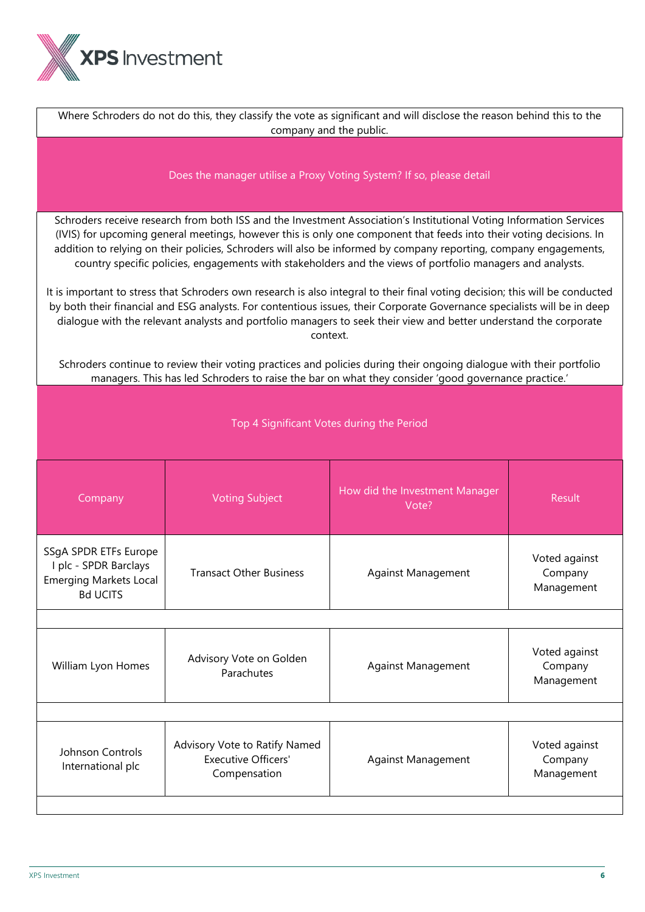Where Schroders do not do this, they classify the vote as significant and will disclose the reason behind this to the company and the public.

## Does the manager utilise a Proxy Voting System? If so, please detail

Schroders receive research from both ISS and the Investment Association's Institutional Voting Information Services (IVIS) for upcoming general meetings, however this is only one component that feeds into their voting decisions. In addition to relying on their policies, Schroders will also be informed by company reporting, company engagements, country specific policies, engagements with stakeholders and the views of portfolio managers and analysts.

It is important to stress that Schroders own research is also integral to their final voting decision; this will be conducted by both their financial and ESG analysts. For contentious issues, their Corporate Governance specialists will be in deep dialogue with the relevant analysts and portfolio managers to seek their view and better understand the corporate context.

Schroders continue to review their voting practices and policies during their ongoing dialogue with their portfolio managers. This has led Schroders to raise the bar on what they consider 'good governance practice.'

## Top 4 Significant Votes during the Period

| Company | Voting Subject | How did the Investment Manager Vote? | Result |
|---|---|---|---|
| SSgA SPDR ETFs Europe I plc - SPDR Barclays Emerging Markets Local Bd UCITS | Transact Other Business | Against Management | Voted against Company Management |
| William Lyon Homes | Advisory Vote on Golden Parachutes | Against Management | Voted against Company Management |
| Johnson Controls International plc | Advisory Vote to Ratify Named Executive Officers' Compensation | Against Management | Voted against Company Management |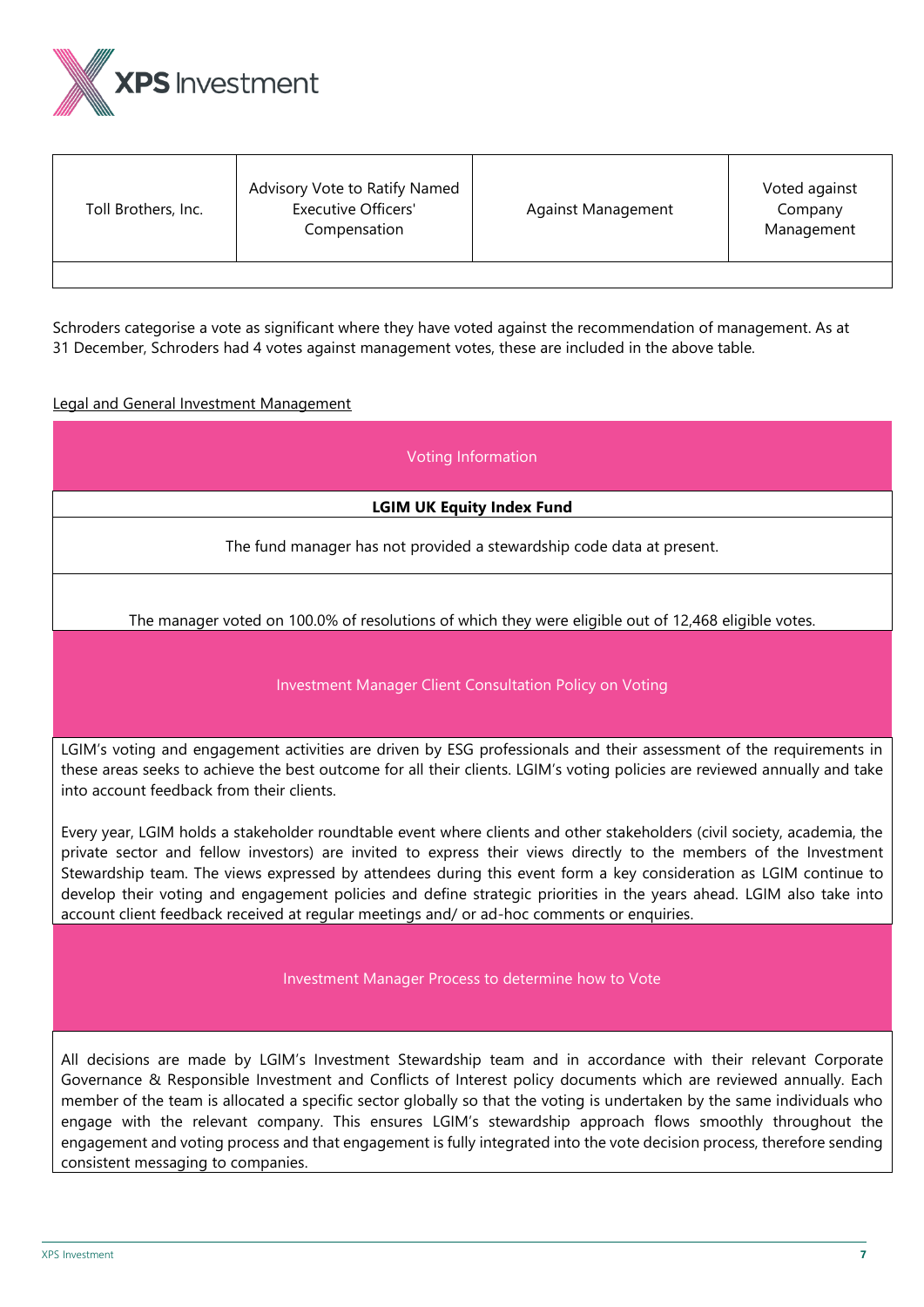| Toll Brothers, Inc. | Advisory Vote to Ratify Named Executive Officers' Compensation | Against Management | Voted against Company Management |
|---|---|---|---|
| | | | |

Schroders categorise a vote as significant where they have voted against the recommendation of management. As at 31 December, Schroders had 4 votes against management votes, these are included in the above table.

Legal and General Investment Management

| Voting Information |
|---|
| **LGIM UK Equity Index Fund** |
| The fund manager has not provided a stewardship code data at present. |
| The manager voted on 100.0% of resolutions of which they were eligible out of 12,468 eligible votes. |
| Investment Manager Client Consultation Policy on Voting |
| LGIM's voting and engagement activities are driven by ESG professionals and their assessment of the requirements in these areas seeks to achieve the best outcome for all their clients. LGIM's voting policies are reviewed annually and take into account feedback from their clients.<br><br>Every year, LGIM holds a stakeholder roundtable event where clients and other stakeholders (civil society, academia, the private sector and fellow investors) are invited to express their views directly to the members of the Investment Stewardship team. The views expressed by attendees during this event form a key consideration as LGIM continue to develop their voting and engagement policies and define strategic priorities in the years ahead. LGIM also take into account client feedback received at regular meetings and/ or ad-hoc comments or enquiries. |
| Investment Manager Process to determine how to Vote |
| All decisions are made by LGIM's Investment Stewardship team and in accordance with their relevant Corporate Governance & Responsible Investment and Conflicts of Interest policy documents which are reviewed annually. Each member of the team is allocated a specific sector globally so that the voting is undertaken by the same individuals who engage with the relevant company. This ensures LGIM's stewardship approach flows smoothly throughout the engagement and voting process and that engagement is fully integrated into the vote decision process, therefore sending consistent messaging to companies. |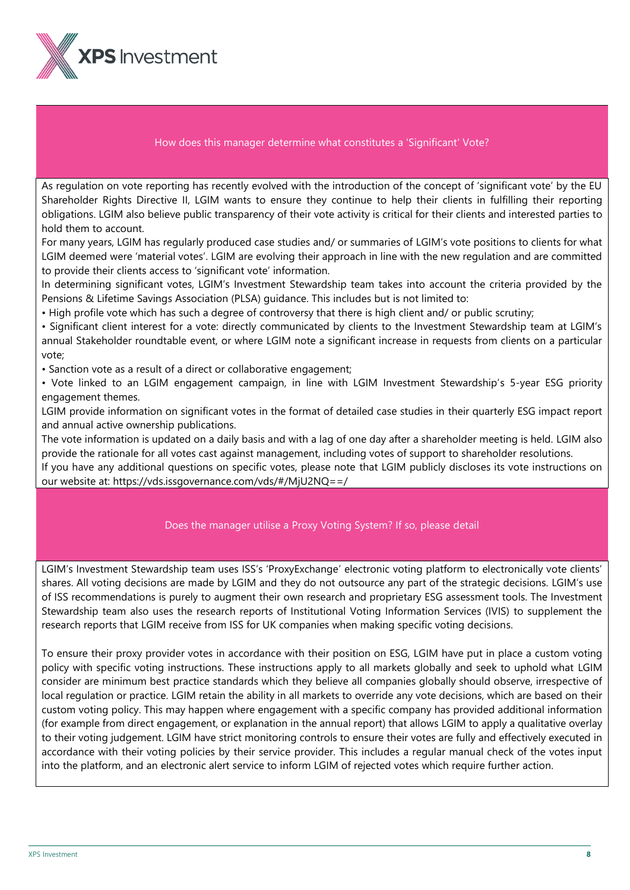## How does this manager determine what constitutes a 'Significant' Vote?

As regulation on vote reporting has recently evolved with the introduction of the concept of 'significant vote' by the EU Shareholder Rights Directive II, LGIM wants to ensure they continue to help their clients in fulfilling their reporting obligations. LGIM also believe public transparency of their vote activity is critical for their clients and interested parties to hold them to account.

For many years, LGIM has regularly produced case studies and/ or summaries of LGIM's vote positions to clients for what LGIM deemed were 'material votes'. LGIM are evolving their approach in line with the new regulation and are committed to provide their clients access to 'significant vote' information.

In determining significant votes, LGIM's Investment Stewardship team takes into account the criteria provided by the Pensions & Lifetime Savings Association (PLSA) guidance. This includes but is not limited to:

- High profile vote which has such a degree of controversy that there is high client and/ or public scrutiny;
- Significant client interest for a vote: directly communicated by clients to the Investment Stewardship team at LGIM's annual Stakeholder roundtable event, or where LGIM note a significant increase in requests from clients on a particular vote;
- Sanction vote as a result of a direct or collaborative engagement;
- Vote linked to an LGIM engagement campaign, in line with LGIM Investment Stewardship's 5-year ESG priority engagement themes.

LGIM provide information on significant votes in the format of detailed case studies in their quarterly ESG impact report and annual active ownership publications.

The vote information is updated on a daily basis and with a lag of one day after a shareholder meeting is held. LGIM also provide the rationale for all votes cast against management, including votes of support to shareholder resolutions.

If you have any additional questions on specific votes, please note that LGIM publicly discloses its vote instructions on our website at: https://vds.issgovernance.com/vds/#/MjU2NQ==/

## Does the manager utilise a Proxy Voting System? If so, please detail

LGIM's Investment Stewardship team uses ISS's 'ProxyExchange' electronic voting platform to electronically vote clients' shares. All voting decisions are made by LGIM and they do not outsource any part of the strategic decisions. LGIM's use of ISS recommendations is purely to augment their own research and proprietary ESG assessment tools. The Investment Stewardship team also uses the research reports of Institutional Voting Information Services (IVIS) to supplement the research reports that LGIM receive from ISS for UK companies when making specific voting decisions.

To ensure their proxy provider votes in accordance with their position on ESG, LGIM have put in place a custom voting policy with specific voting instructions. These instructions apply to all markets globally and seek to uphold what LGIM consider are minimum best practice standards which they believe all companies globally should observe, irrespective of local regulation or practice. LGIM retain the ability in all markets to override any vote decisions, which are based on their custom voting policy. This may happen where engagement with a specific company has provided additional information (for example from direct engagement, or explanation in the annual report) that allows LGIM to apply a qualitative overlay to their voting judgement. LGIM have strict monitoring controls to ensure their votes are fully and effectively executed in accordance with their voting policies by their service provider. This includes a regular manual check of the votes input into the platform, and an electronic alert service to inform LGIM of rejected votes which require further action.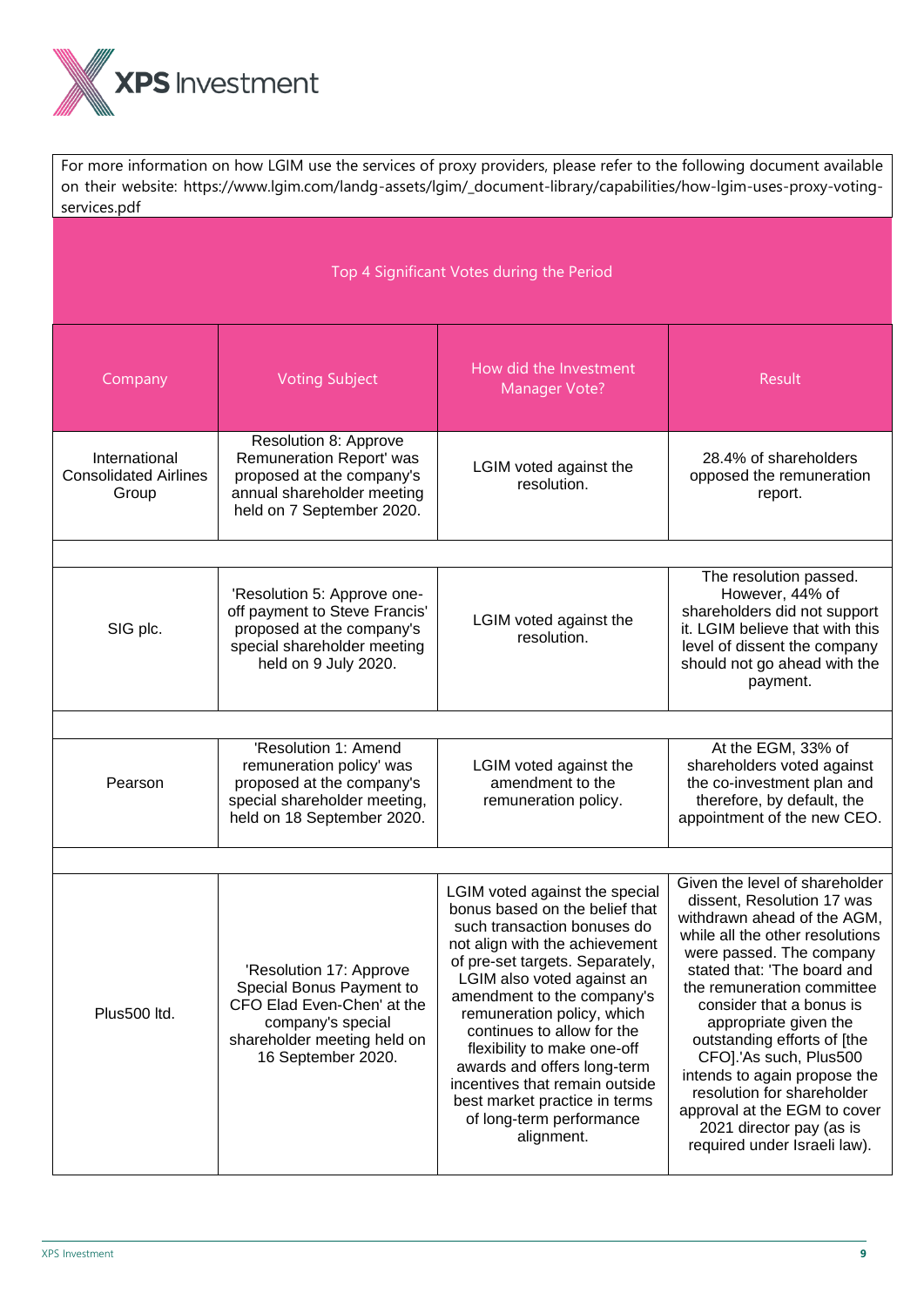For more information on how LGIM use the services of proxy providers, please refer to the following document available on their website: https://www.lgim.com/landg-assets/lgim/_document-library/capabilities/how-lgim-uses-proxy-voting-services.pdf

## Top 4 Significant Votes during the Period

| Company | Voting Subject | How did the Investment Manager Vote? | Result |
|---|---|---|---|
| International Consolidated Airlines Group | Resolution 8: Approve Remuneration Report' was proposed at the company's annual shareholder meeting held on 7 September 2020. | LGIM voted against the resolution. | 28.4% of shareholders opposed the remuneration report. |
| SIG plc. | 'Resolution 5: Approve one-off payment to Steve Francis' proposed at the company's special shareholder meeting held on 9 July 2020. | LGIM voted against the resolution. | The resolution passed. However, 44% of shareholders did not support it. LGIM believe that with this level of dissent the company should not go ahead with the payment. |
| Pearson | 'Resolution 1: Amend remuneration policy' was proposed at the company's special shareholder meeting, held on 18 September 2020. | LGIM voted against the amendment to the remuneration policy. | At the EGM, 33% of shareholders voted against the co-investment plan and therefore, by default, the appointment of the new CEO. |
| Plus500 ltd. | 'Resolution 17: Approve Special Bonus Payment to CFO Elad Even-Chen' at the company's special shareholder meeting held on 16 September 2020. | LGIM voted against the special bonus based on the belief that such transaction bonuses do not align with the achievement of pre-set targets. Separately, LGIM also voted against an amendment to the company's remuneration policy, which continues to allow for the flexibility to make one-off awards and offers long-term incentives that remain outside best market practice in terms of long-term performance alignment. | Given the level of shareholder dissent, Resolution 17 was withdrawn ahead of the AGM, while all the other resolutions were passed. The company stated that: 'The board and the remuneration committee consider that a bonus is appropriate given the outstanding efforts of [the CFO].'As such, Plus500 intends to again propose the resolution for shareholder approval at the EGM to cover 2021 director pay (as is required under Israeli law). |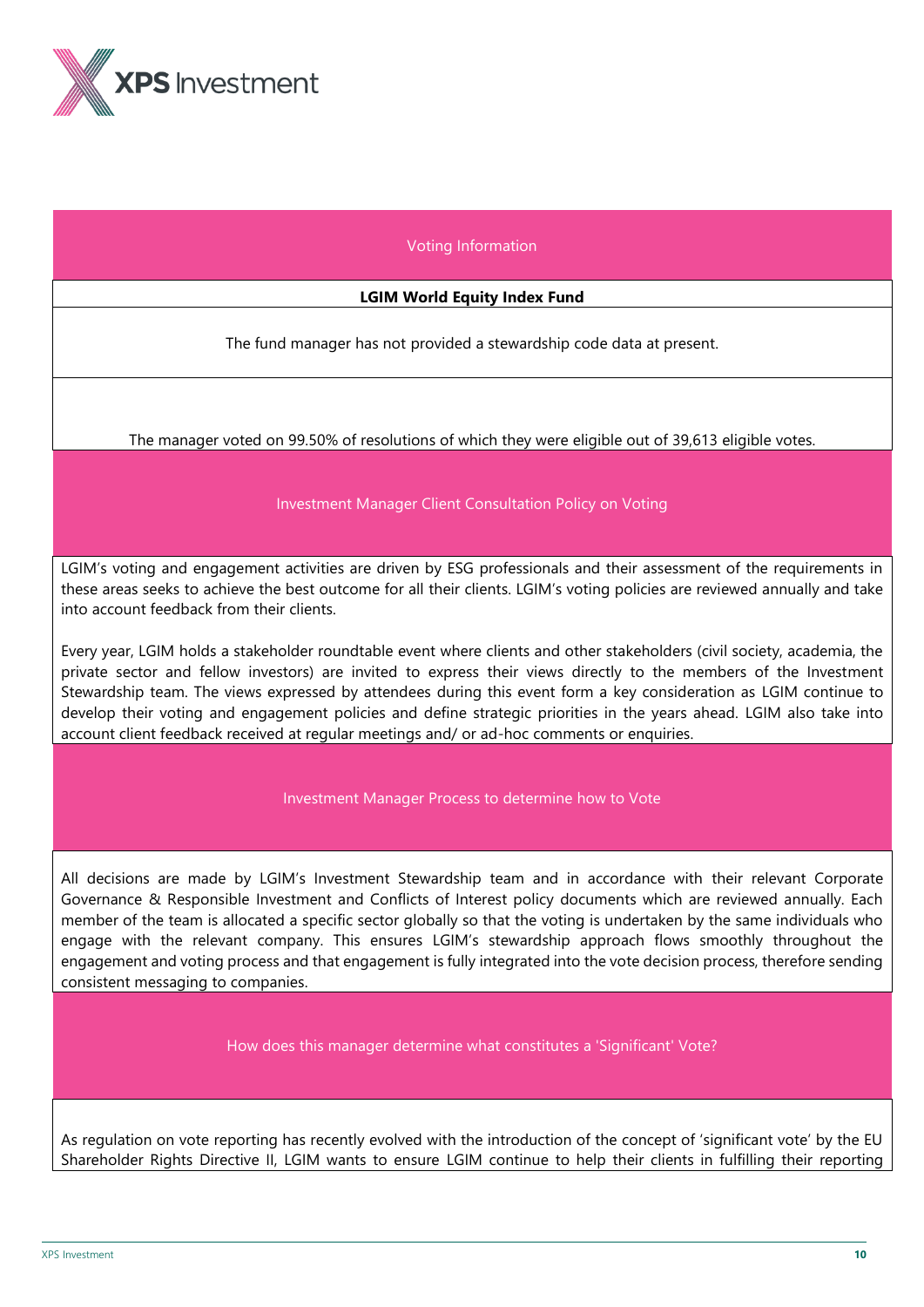## Voting Information

**LGIM World Equity Index Fund**

The fund manager has not provided a stewardship code data at present.

The manager voted on 99.50% of resolutions of which they were eligible out of 39,613 eligible votes.

## Investment Manager Client Consultation Policy on Voting

LGIM's voting and engagement activities are driven by ESG professionals and their assessment of the requirements in these areas seeks to achieve the best outcome for all their clients. LGIM's voting policies are reviewed annually and take into account feedback from their clients.

Every year, LGIM holds a stakeholder roundtable event where clients and other stakeholders (civil society, academia, the private sector and fellow investors) are invited to express their views directly to the members of the Investment Stewardship team. The views expressed by attendees during this event form a key consideration as LGIM continue to develop their voting and engagement policies and define strategic priorities in the years ahead. LGIM also take into account client feedback received at regular meetings and/ or ad-hoc comments or enquiries.

## Investment Manager Process to determine how to Vote

All decisions are made by LGIM's Investment Stewardship team and in accordance with their relevant Corporate Governance & Responsible Investment and Conflicts of Interest policy documents which are reviewed annually. Each member of the team is allocated a specific sector globally so that the voting is undertaken by the same individuals who engage with the relevant company. This ensures LGIM's stewardship approach flows smoothly throughout the engagement and voting process and that engagement is fully integrated into the vote decision process, therefore sending consistent messaging to companies.

## How does this manager determine what constitutes a 'Significant' Vote?

As regulation on vote reporting has recently evolved with the introduction of the concept of 'significant vote' by the EU Shareholder Rights Directive II, LGIM wants to ensure LGIM continue to help their clients in fulfilling their reporting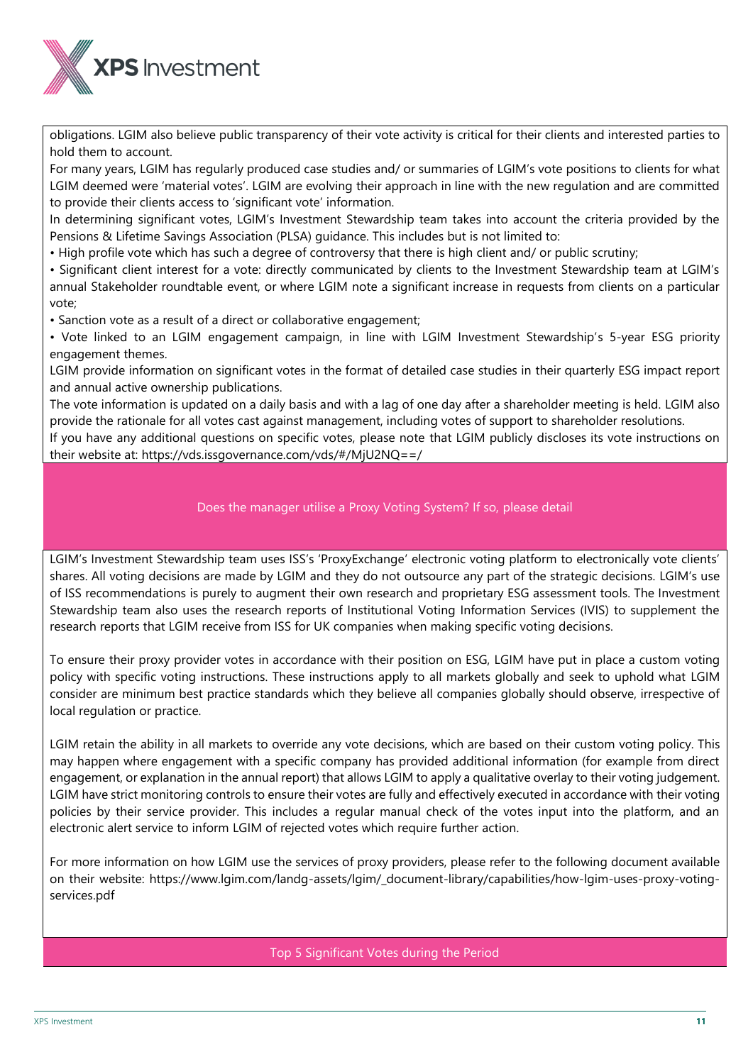obligations. LGIM also believe public transparency of their vote activity is critical for their clients and interested parties to hold them to account.

For many years, LGIM has regularly produced case studies and/ or summaries of LGIM's vote positions to clients for what LGIM deemed were 'material votes'. LGIM are evolving their approach in line with the new regulation and are committed to provide their clients access to 'significant vote' information.

In determining significant votes, LGIM's Investment Stewardship team takes into account the criteria provided by the Pensions & Lifetime Savings Association (PLSA) guidance. This includes but is not limited to:

- High profile vote which has such a degree of controversy that there is high client and/ or public scrutiny;
- Significant client interest for a vote: directly communicated by clients to the Investment Stewardship team at LGIM's annual Stakeholder roundtable event, or where LGIM note a significant increase in requests from clients on a particular vote;
- Sanction vote as a result of a direct or collaborative engagement;
- Vote linked to an LGIM engagement campaign, in line with LGIM Investment Stewardship's 5-year ESG priority engagement themes.

LGIM provide information on significant votes in the format of detailed case studies in their quarterly ESG impact report and annual active ownership publications.

The vote information is updated on a daily basis and with a lag of one day after a shareholder meeting is held. LGIM also provide the rationale for all votes cast against management, including votes of support to shareholder resolutions.

If you have any additional questions on specific votes, please note that LGIM publicly discloses its vote instructions on their website at: https://vds.issgovernance.com/vds/#/MjU2NQ==/

## Does the manager utilise a Proxy Voting System? If so, please detail

LGIM's Investment Stewardship team uses ISS's 'ProxyExchange' electronic voting platform to electronically vote clients' shares. All voting decisions are made by LGIM and they do not outsource any part of the strategic decisions. LGIM's use of ISS recommendations is purely to augment their own research and proprietary ESG assessment tools. The Investment Stewardship team also uses the research reports of Institutional Voting Information Services (IVIS) to supplement the research reports that LGIM receive from ISS for UK companies when making specific voting decisions.

To ensure their proxy provider votes in accordance with their position on ESG, LGIM have put in place a custom voting policy with specific voting instructions. These instructions apply to all markets globally and seek to uphold what LGIM consider are minimum best practice standards which they believe all companies globally should observe, irrespective of local regulation or practice.

LGIM retain the ability in all markets to override any vote decisions, which are based on their custom voting policy. This may happen where engagement with a specific company has provided additional information (for example from direct engagement, or explanation in the annual report) that allows LGIM to apply a qualitative overlay to their voting judgement. LGIM have strict monitoring controls to ensure their votes are fully and effectively executed in accordance with their voting policies by their service provider. This includes a regular manual check of the votes input into the platform, and an electronic alert service to inform LGIM of rejected votes which require further action.

For more information on how LGIM use the services of proxy providers, please refer to the following document available on their website: https://www.lgim.com/landg-assets/lgim/_document-library/capabilities/how-lgim-uses-proxy-voting-services.pdf

## Top 5 Significant Votes during the Period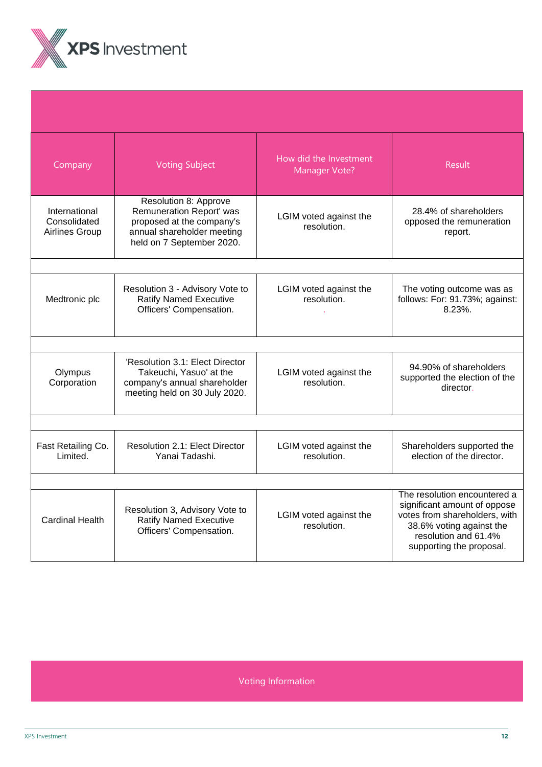| Company | Voting Subject | How did the Investment Manager Vote? | Result |
|---|---|---|---|
| International Consolidated Airlines Group | Resolution 8: Approve Remuneration Report' was proposed at the company's annual shareholder meeting held on 7 September 2020. | LGIM voted against the resolution. | 28.4% of shareholders opposed the remuneration report. |
| | | | |
| Medtronic plc | Resolution 3 - Advisory Vote to Ratify Named Executive Officers' Compensation. | LGIM voted against the resolution. | The voting outcome was as follows: For: 91.73%; against: 8.23%. |
| | | | |
| Olympus Corporation | 'Resolution 3.1: Elect Director Takeuchi, Yasuo' at the company's annual shareholder meeting held on 30 July 2020. | LGIM voted against the resolution. | 94.90% of shareholders supported the election of the director. |
| | | | |
| Fast Retailing Co. Limited. | Resolution 2.1: Elect Director Yanai Tadashi. | LGIM voted against the resolution. | Shareholders supported the election of the director. |
| | | | |
| Cardinal Health | Resolution 3, Advisory Vote to Ratify Named Executive Officers' Compensation. | LGIM voted against the resolution. | The resolution encountered a significant amount of oppose votes from shareholders, with 38.6% voting against the resolution and 61.4% supporting the proposal. |

Voting Information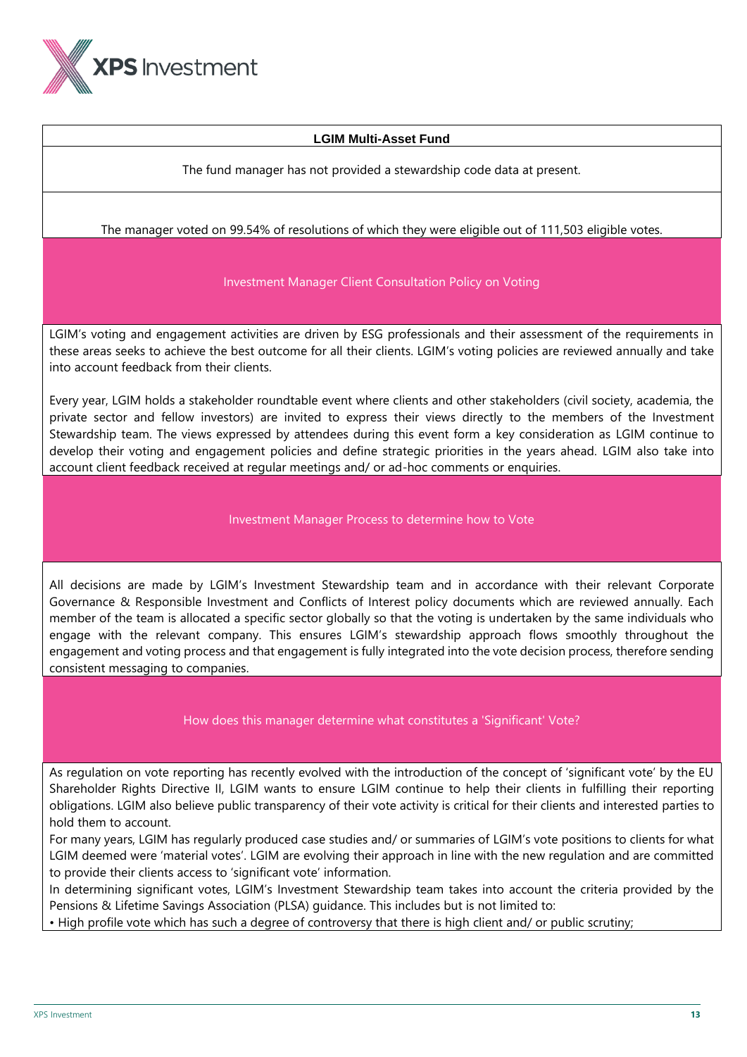**LGIM Multi-Asset Fund**

The fund manager has not provided a stewardship code data at present.

The manager voted on 99.54% of resolutions of which they were eligible out of 111,503 eligible votes.

### Investment Manager Client Consultation Policy on Voting

LGIM's voting and engagement activities are driven by ESG professionals and their assessment of the requirements in these areas seeks to achieve the best outcome for all their clients. LGIM's voting policies are reviewed annually and take into account feedback from their clients.

Every year, LGIM holds a stakeholder roundtable event where clients and other stakeholders (civil society, academia, the private sector and fellow investors) are invited to express their views directly to the members of the Investment Stewardship team. The views expressed by attendees during this event form a key consideration as LGIM continue to develop their voting and engagement policies and define strategic priorities in the years ahead. LGIM also take into account client feedback received at regular meetings and/ or ad-hoc comments or enquiries.

### Investment Manager Process to determine how to Vote

All decisions are made by LGIM's Investment Stewardship team and in accordance with their relevant Corporate Governance & Responsible Investment and Conflicts of Interest policy documents which are reviewed annually. Each member of the team is allocated a specific sector globally so that the voting is undertaken by the same individuals who engage with the relevant company. This ensures LGIM's stewardship approach flows smoothly throughout the engagement and voting process and that engagement is fully integrated into the vote decision process, therefore sending consistent messaging to companies.

### How does this manager determine what constitutes a 'Significant' Vote?

As regulation on vote reporting has recently evolved with the introduction of the concept of 'significant vote' by the EU Shareholder Rights Directive II, LGIM wants to ensure LGIM continue to help their clients in fulfilling their reporting obligations. LGIM also believe public transparency of their vote activity is critical for their clients and interested parties to hold them to account.

For many years, LGIM has regularly produced case studies and/ or summaries of LGIM's vote positions to clients for what LGIM deemed were 'material votes'. LGIM are evolving their approach in line with the new regulation and are committed to provide their clients access to 'significant vote' information.

In determining significant votes, LGIM's Investment Stewardship team takes into account the criteria provided by the Pensions & Lifetime Savings Association (PLSA) guidance. This includes but is not limited to:

- High profile vote which has such a degree of controversy that there is high client and/ or public scrutiny;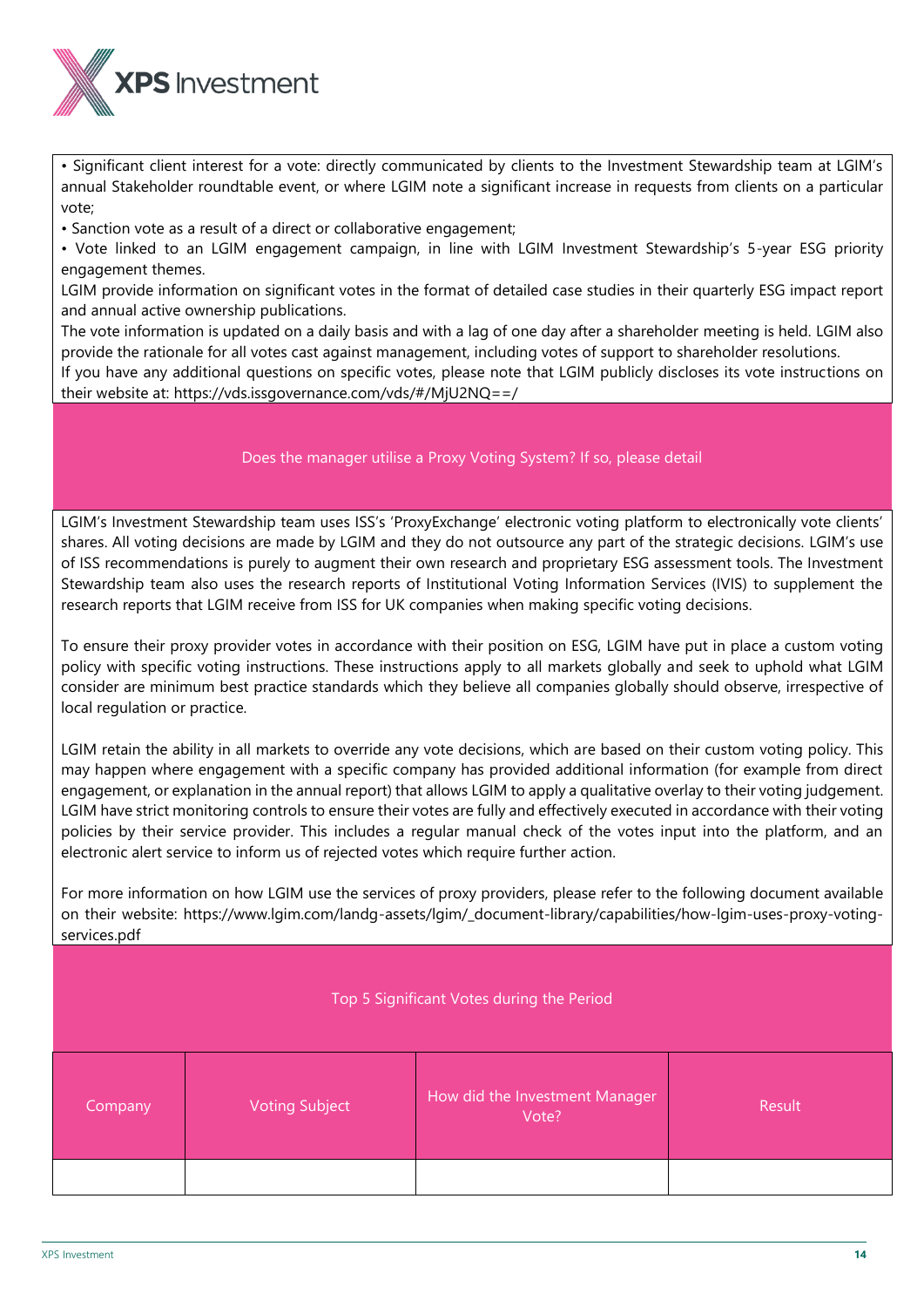• Significant client interest for a vote: directly communicated by clients to the Investment Stewardship team at LGIM's annual Stakeholder roundtable event, or where LGIM note a significant increase in requests from clients on a particular vote;
• Sanction vote as a result of a direct or collaborative engagement;
• Vote linked to an LGIM engagement campaign, in line with LGIM Investment Stewardship's 5-year ESG priority engagement themes.

LGIM provide information on significant votes in the format of detailed case studies in their quarterly ESG impact report and annual active ownership publications.

The vote information is updated on a daily basis and with a lag of one day after a shareholder meeting is held. LGIM also provide the rationale for all votes cast against management, including votes of support to shareholder resolutions.

If you have any additional questions on specific votes, please note that LGIM publicly discloses its vote instructions on their website at: https://vds.issgovernance.com/vds/#/MjU2NQ==/

## Does the manager utilise a Proxy Voting System? If so, please detail

LGIM's Investment Stewardship team uses ISS's 'ProxyExchange' electronic voting platform to electronically vote clients' shares. All voting decisions are made by LGIM and they do not outsource any part of the strategic decisions. LGIM's use of ISS recommendations is purely to augment their own research and proprietary ESG assessment tools. The Investment Stewardship team also uses the research reports of Institutional Voting Information Services (IVIS) to supplement the research reports that LGIM receive from ISS for UK companies when making specific voting decisions.

To ensure their proxy provider votes in accordance with their position on ESG, LGIM have put in place a custom voting policy with specific voting instructions. These instructions apply to all markets globally and seek to uphold what LGIM consider are minimum best practice standards which they believe all companies globally should observe, irrespective of local regulation or practice.

LGIM retain the ability in all markets to override any vote decisions, which are based on their custom voting policy. This may happen where engagement with a specific company has provided additional information (for example from direct engagement, or explanation in the annual report) that allows LGIM to apply a qualitative overlay to their voting judgement. LGIM have strict monitoring controls to ensure their votes are fully and effectively executed in accordance with their voting policies by their service provider. This includes a regular manual check of the votes input into the platform, and an electronic alert service to inform us of rejected votes which require further action.

For more information on how LGIM use the services of proxy providers, please refer to the following document available on their website: https://www.lgim.com/landg-assets/lgim/_document-library/capabilities/how-lgim-uses-proxy-voting-services.pdf

## Top 5 Significant Votes during the Period

| Company | Voting Subject | How did the Investment Manager Vote? | Result |
|---|---|---|---|
| | | | |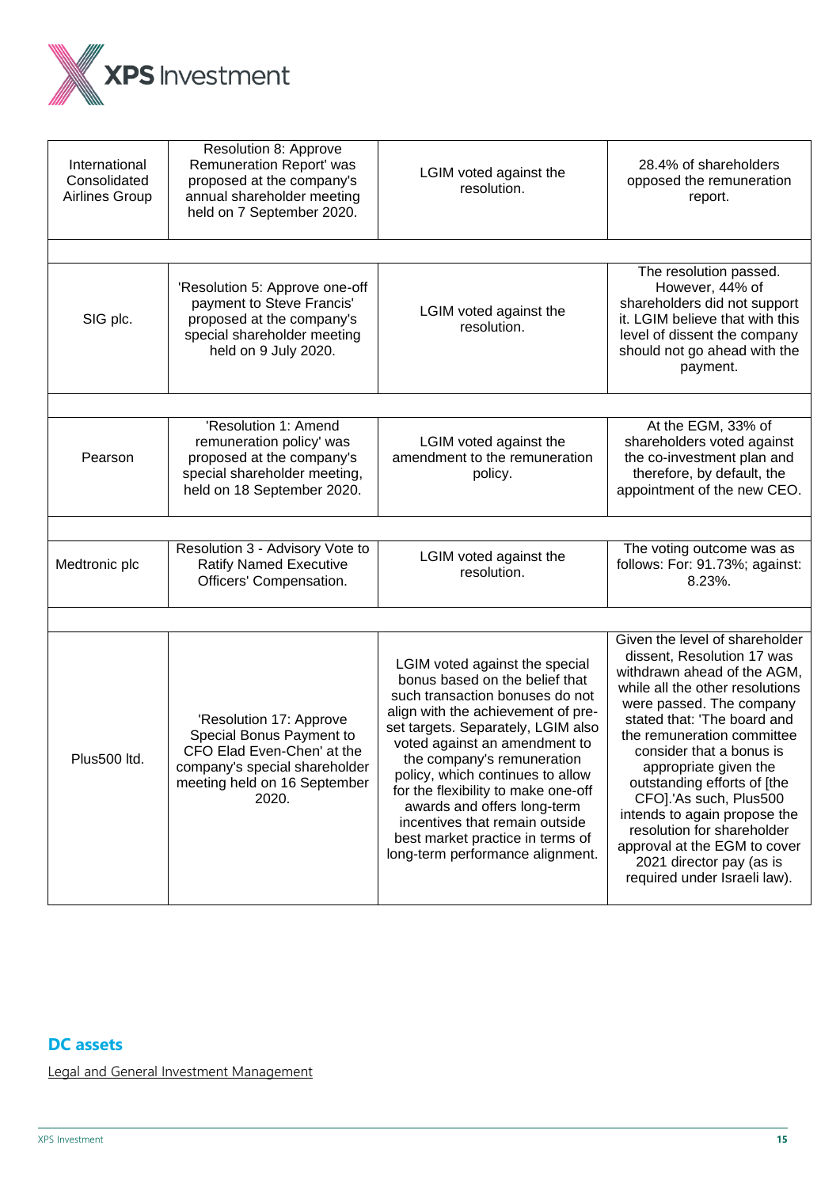| International Consolidated Airlines Group | Resolution 8: Approve Remuneration Report' was proposed at the company's annual shareholder meeting held on 7 September 2020. | LGIM voted against the resolution. | 28.4% of shareholders opposed the remuneration report. |
|---|---|---|---|
| | | | |
| SIG plc. | 'Resolution 5: Approve one-off payment to Steve Francis' proposed at the company's special shareholder meeting held on 9 July 2020. | LGIM voted against the resolution. | The resolution passed. However, 44% of shareholders did not support it. LGIM believe that with this level of dissent the company should not go ahead with the payment. |
| | | | |
| Pearson | 'Resolution 1: Amend remuneration policy' was proposed at the company's special shareholder meeting, held on 18 September 2020. | LGIM voted against the amendment to the remuneration policy. | At the EGM, 33% of shareholders voted against the co-investment plan and therefore, by default, the appointment of the new CEO. |
| | | | |
| Medtronic plc | Resolution 3 - Advisory Vote to Ratify Named Executive Officers' Compensation. | LGIM voted against the resolution. | The voting outcome was as follows: For: 91.73%; against: 8.23%. |
| | | | |
| Plus500 ltd. | 'Resolution 17: Approve Special Bonus Payment to CFO Elad Even-Chen' at the company's special shareholder meeting held on 16 September 2020. | LGIM voted against the special bonus based on the belief that such transaction bonuses do not align with the achievement of pre-set targets. Separately, LGIM also voted against an amendment to the company's remuneration policy, which continues to allow for the flexibility to make one-off awards and offers long-term incentives that remain outside best market practice in terms of long-term performance alignment. | Given the level of shareholder dissent, Resolution 17 was withdrawn ahead of the AGM, while all the other resolutions were passed. The company stated that: 'The board and the remuneration committee consider that a bonus is appropriate given the outstanding efforts of [the CFO].'As such, Plus500 intends to again propose the resolution for shareholder approval at the EGM to cover 2021 director pay (as is required under Israeli law). |

## DC assets

Legal and General Investment Management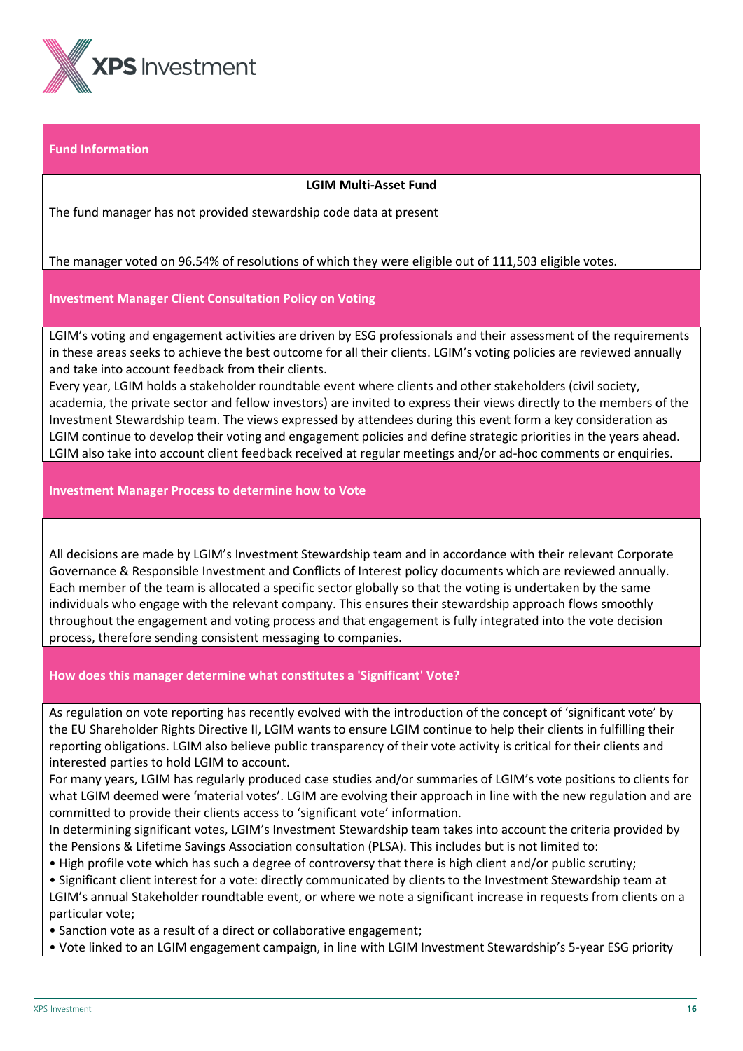## Fund Information

**LGIM Multi-Asset Fund**

The fund manager has not provided stewardship code data at present

The manager voted on 96.54% of resolutions of which they were eligible out of 111,503 eligible votes.

## Investment Manager Client Consultation Policy on Voting

LGIM's voting and engagement activities are driven by ESG professionals and their assessment of the requirements in these areas seeks to achieve the best outcome for all their clients. LGIM's voting policies are reviewed annually and take into account feedback from their clients.

Every year, LGIM holds a stakeholder roundtable event where clients and other stakeholders (civil society, academia, the private sector and fellow investors) are invited to express their views directly to the members of the Investment Stewardship team. The views expressed by attendees during this event form a key consideration as LGIM continue to develop their voting and engagement policies and define strategic priorities in the years ahead. LGIM also take into account client feedback received at regular meetings and/or ad-hoc comments or enquiries.

## Investment Manager Process to determine how to Vote

All decisions are made by LGIM's Investment Stewardship team and in accordance with their relevant Corporate Governance & Responsible Investment and Conflicts of Interest policy documents which are reviewed annually. Each member of the team is allocated a specific sector globally so that the voting is undertaken by the same individuals who engage with the relevant company. This ensures their stewardship approach flows smoothly throughout the engagement and voting process and that engagement is fully integrated into the vote decision process, therefore sending consistent messaging to companies.

## How does this manager determine what constitutes a 'Significant' Vote?

As regulation on vote reporting has recently evolved with the introduction of the concept of 'significant vote' by the EU Shareholder Rights Directive II, LGIM wants to ensure LGIM continue to help their clients in fulfilling their reporting obligations. LGIM also believe public transparency of their vote activity is critical for their clients and interested parties to hold LGIM to account.

For many years, LGIM has regularly produced case studies and/or summaries of LGIM's vote positions to clients for what LGIM deemed were 'material votes'. LGIM are evolving their approach in line with the new regulation and are committed to provide their clients access to 'significant vote' information.

In determining significant votes, LGIM's Investment Stewardship team takes into account the criteria provided by the Pensions & Lifetime Savings Association consultation (PLSA). This includes but is not limited to:

- High profile vote which has such a degree of controversy that there is high client and/or public scrutiny;
- Significant client interest for a vote: directly communicated by clients to the Investment Stewardship team at LGIM's annual Stakeholder roundtable event, or where we note a significant increase in requests from clients on a particular vote;
- Sanction vote as a result of a direct or collaborative engagement;
- Vote linked to an LGIM engagement campaign, in line with LGIM Investment Stewardship's 5-year ESG priority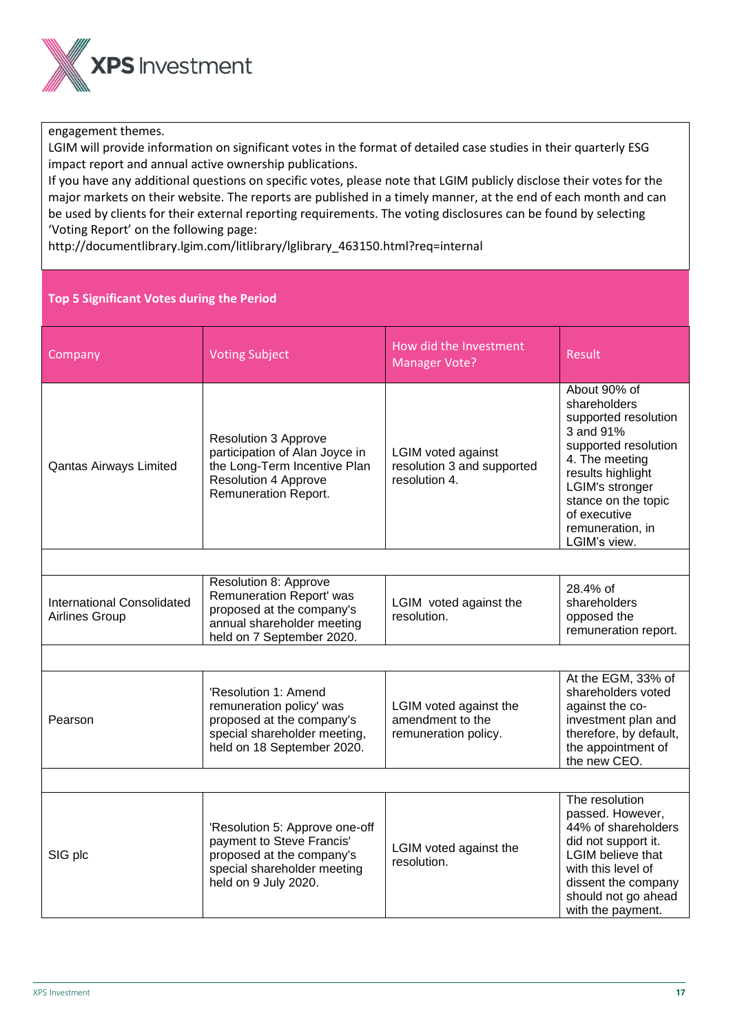engagement themes.

LGIM will provide information on significant votes in the format of detailed case studies in their quarterly ESG impact report and annual active ownership publications.

If you have any additional questions on specific votes, please note that LGIM publicly disclose their votes for the major markets on their website. The reports are published in a timely manner, at the end of each month and can be used by clients for their external reporting requirements. The voting disclosures can be found by selecting 'Voting Report' on the following page:

http://documentlibrary.lgim.com/litlibrary/lglibrary_463150.html?req=internal

## Top 5 Significant Votes during the Period

| Company | Voting Subject | How did the Investment Manager Vote? | Result |
|---|---|---|---|
| Qantas Airways Limited | Resolution 3 Approve participation of Alan Joyce in the Long-Term Incentive Plan Resolution 4 Approve Remuneration Report. | LGIM voted against resolution 3 and supported resolution 4. | About 90% of shareholders supported resolution 3 and 91% supported resolution 4. The meeting results highlight LGIM's stronger stance on the topic of executive remuneration, in LGIM's view. |
| International Consolidated Airlines Group | Resolution 8: Approve Remuneration Report' was proposed at the company's annual shareholder meeting held on 7 September 2020. | LGIM voted against the resolution. | 28.4% of shareholders opposed the remuneration report. |
| Pearson | 'Resolution 1: Amend remuneration policy' was proposed at the company's special shareholder meeting, held on 18 September 2020. | LGIM voted against the amendment to the remuneration policy. | At the EGM, 33% of shareholders voted against the co-investment plan and therefore, by default, the appointment of the new CEO. |
| SIG plc | 'Resolution 5: Approve one-off payment to Steve Francis' proposed at the company's special shareholder meeting held on 9 July 2020. | LGIM voted against the resolution. | The resolution passed. However, 44% of shareholders did not support it. LGIM believe that with this level of dissent the company should not go ahead with the payment. |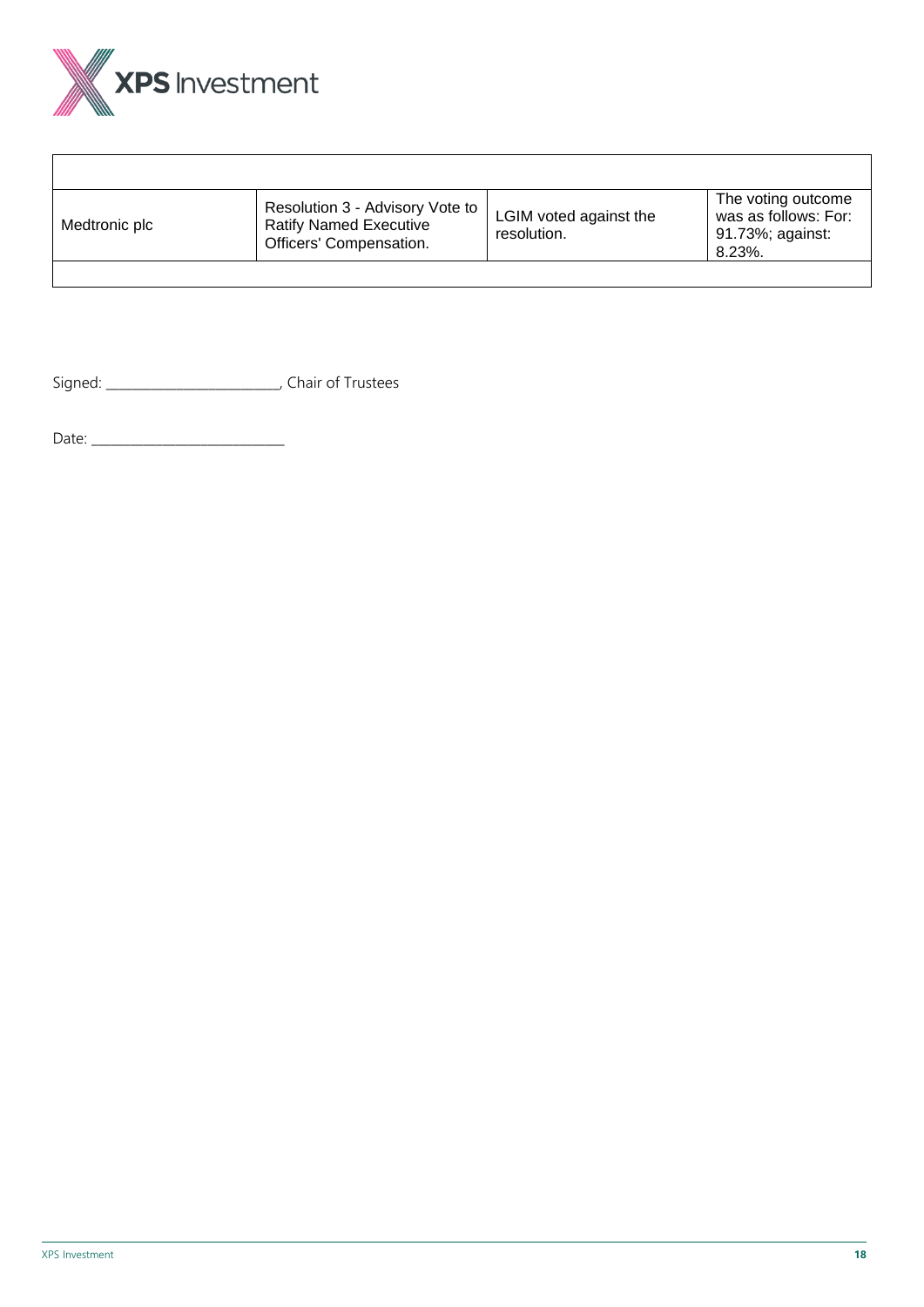| | | | |
|---|---|---|---|
| Medtronic plc | Resolution 3 - Advisory Vote to Ratify Named Executive Officers' Compensation. | LGIM voted against the resolution. | The voting outcome was as follows: For: 91.73%; against: 8.23%. |

Signed: ________________________, Chair of Trustees

Date: ___________________________